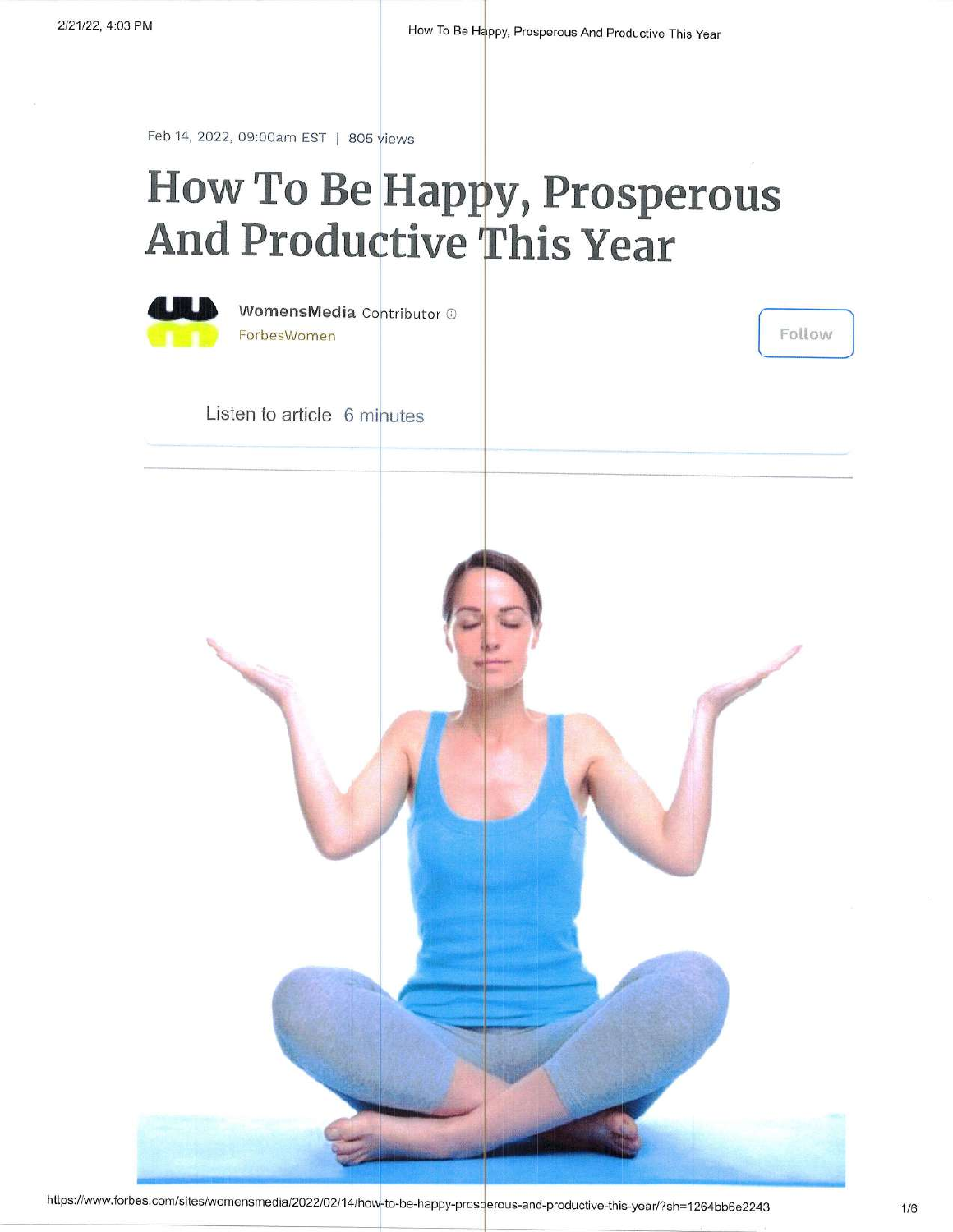Feb 14, 2022, 09:00am EST | 805 views

# How To Be Happy, Prosperous And Productive This Year

**WomensMedia** Contributor
ForbesWomen

Follow

Listen to article 6 minutes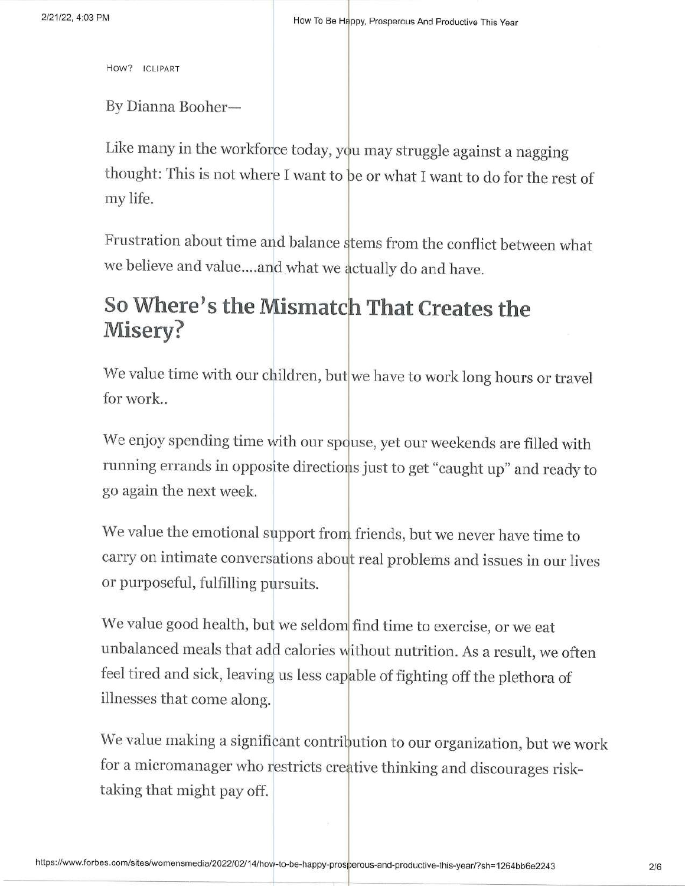HOW? ICLIPART

By Dianna Booher—

Like many in the workforce today, you may struggle against a nagging thought: This is not where I want to be or what I want to do for the rest of my life.

Frustration about time and balance stems from the conflict between what we believe and value....and what we actually do and have.

## So Where's the Mismatch That Creates the Misery?

We value time with our children, but we have to work long hours or travel for work..

We enjoy spending time with our spouse, yet our weekends are filled with running errands in opposite directions just to get "caught up" and ready to go again the next week.

We value the emotional support from friends, but we never have time to carry on intimate conversations about real problems and issues in our lives or purposeful, fulfilling pursuits.

We value good health, but we seldom find time to exercise, or we eat unbalanced meals that add calories without nutrition. As a result, we often feel tired and sick, leaving us less capable of fighting off the plethora of illnesses that come along.

We value making a significant contribution to our organization, but we work for a micromanager who restricts creative thinking and discourages risk-taking that might pay off.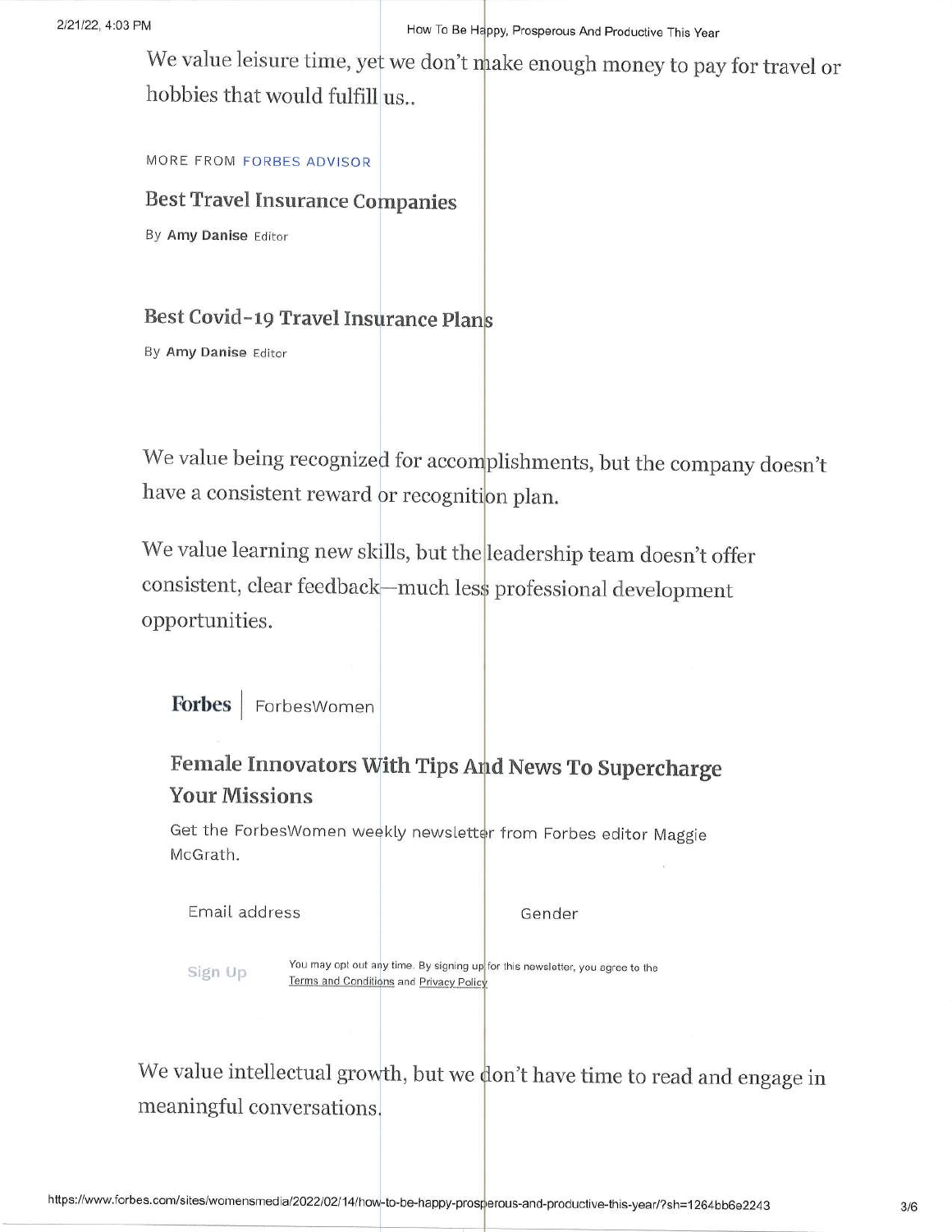We value leisure time, yet we don't make enough money to pay for travel or hobbies that would fulfill us..

MORE FROM FORBES ADVISOR

**Best Travel Insurance Companies**

By **Amy Danise** Editor

**Best Covid-19 Travel Insurance Plans**

By **Amy Danise** Editor

We value being recognized for accomplishments, but the company doesn't have a consistent reward or recognition plan.

We value learning new skills, but the leadership team doesn't offer consistent, clear feedback—much less professional development opportunities.

**Forbes** | ForbesWomen

**Female Innovators With Tips And News To Supercharge Your Missions**

Get the ForbesWomen weekly newsletter from Forbes editor Maggie McGrath.

Email address

Gender

Sign Up

You may opt out any time. By signing up for this newsletter, you agree to the Terms and Conditions and Privacy Policy

We value intellectual growth, but we don't have time to read and engage in meaningful conversations.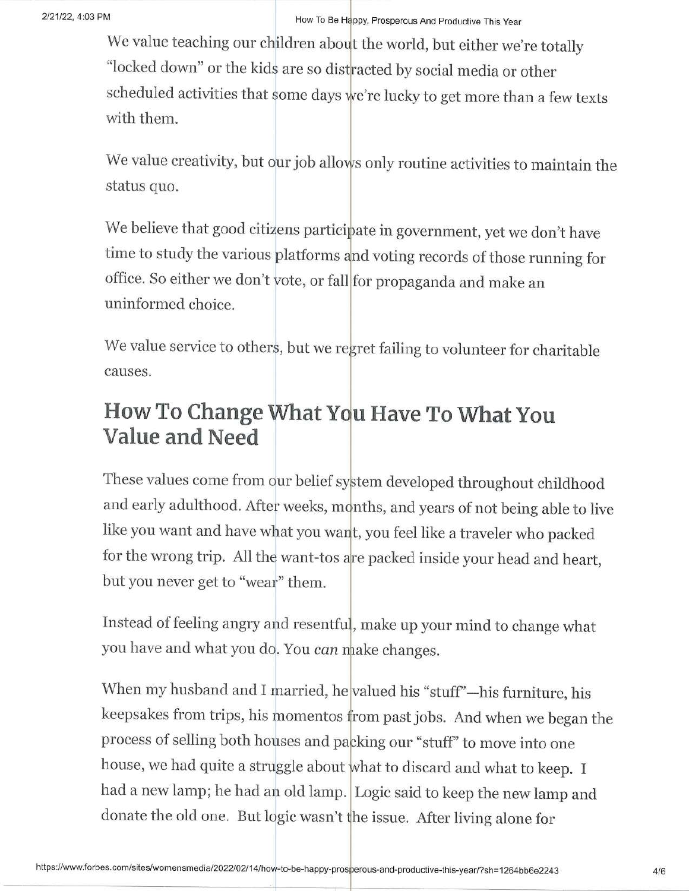We value teaching our children about the world, but either we're totally "locked down" or the kids are so distracted by social media or other scheduled activities that some days we're lucky to get more than a few texts with them.

We value creativity, but our job allows only routine activities to maintain the status quo.

We believe that good citizens participate in government, yet we don't have time to study the various platforms and voting records of those running for office. So either we don't vote, or fall for propaganda and make an uninformed choice.

We value service to others, but we regret failing to volunteer for charitable causes.

## How To Change What You Have To What You Value and Need

These values come from our belief system developed throughout childhood and early adulthood. After weeks, months, and years of not being able to live like you want and have what you want, you feel like a traveler who packed for the wrong trip. All the want-tos are packed inside your head and heart, but you never get to "wear" them.

Instead of feeling angry and resentful, make up your mind to change what you have and what you do. You *can* make changes.

When my husband and I married, he valued his "stuff"—his furniture, his keepsakes from trips, his momentos from past jobs. And when we began the process of selling both houses and packing our "stuff" to move into one house, we had quite a struggle about what to discard and what to keep. I had a new lamp; he had an old lamp. Logic said to keep the new lamp and donate the old one. But logic wasn't the issue. After living alone for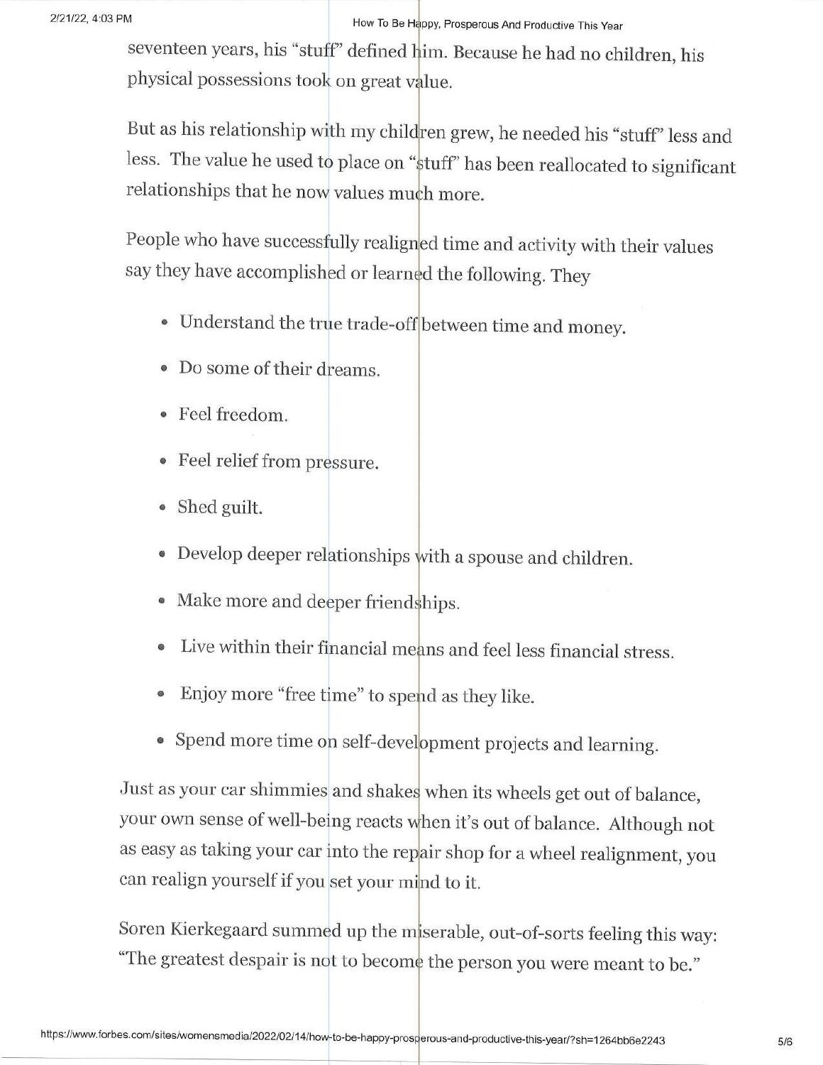seventeen years, his "stuff" defined him. Because he had no children, his physical possessions took on great value.

But as his relationship with my children grew, he needed his "stuff" less and less. The value he used to place on "stuff" has been reallocated to significant relationships that he now values much more.

People who have successfully realigned time and activity with their values say they have accomplished or learned the following. They

- Understand the true trade-off between time and money.
- Do some of their dreams.
- Feel freedom.
- Feel relief from pressure.
- Shed guilt.
- Develop deeper relationships with a spouse and children.
- Make more and deeper friendships.
- Live within their financial means and feel less financial stress.
- Enjoy more "free time" to spend as they like.
- Spend more time on self-development projects and learning.

Just as your car shimmies and shakes when its wheels get out of balance, your own sense of well-being reacts when it's out of balance. Although not as easy as taking your car into the repair shop for a wheel realignment, you can realign yourself if you set your mind to it.

Soren Kierkegaard summed up the miserable, out-of-sorts feeling this way: "The greatest despair is not to become the person you were meant to be."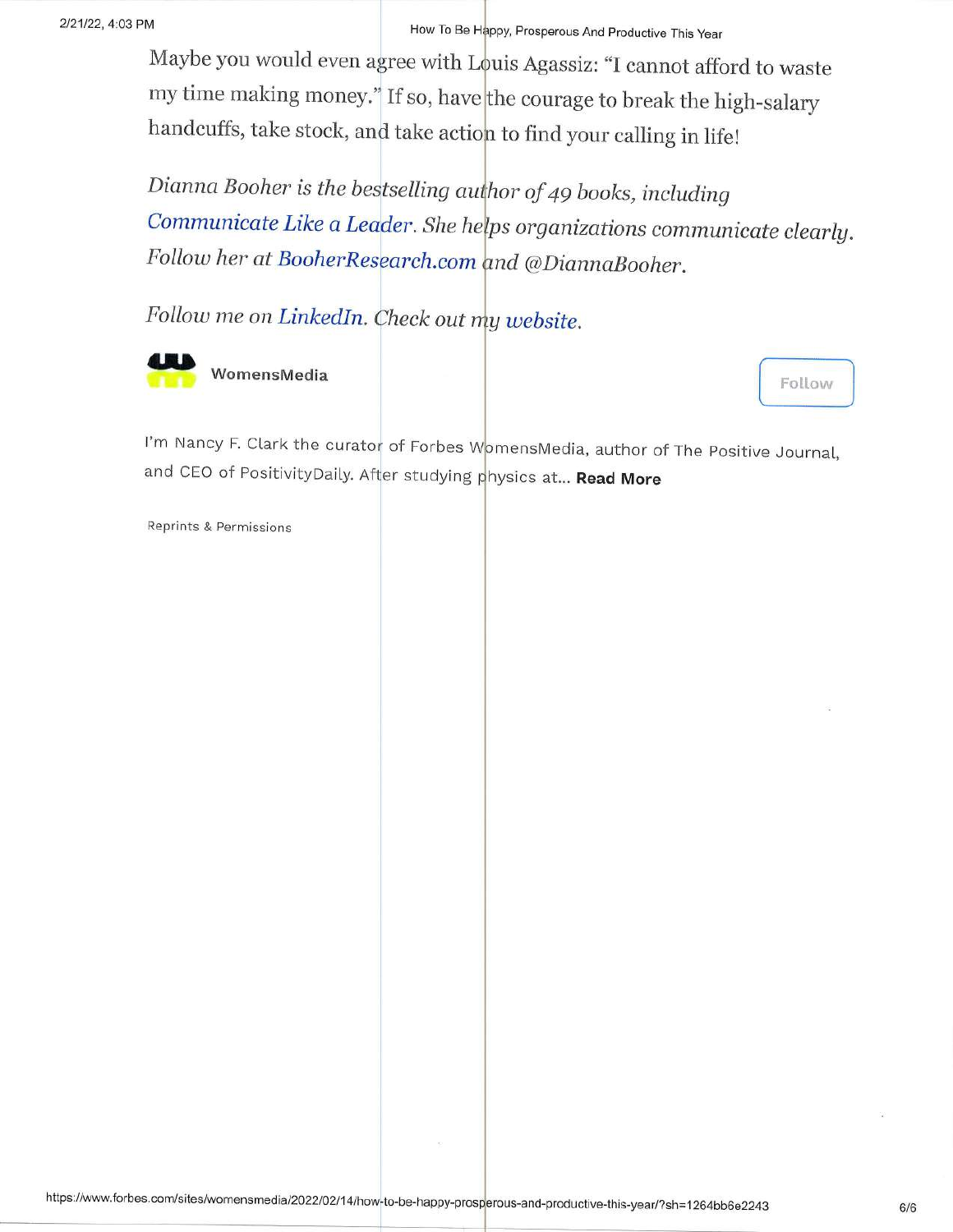Maybe you would even agree with Louis Agassiz: "I cannot afford to waste my time making money." If so, have the courage to break the high-salary handcuffs, take stock, and take action to find your calling in life!

*Dianna Booher is the bestselling author of 49 books, including Communicate Like a Leader. She helps organizations communicate clearly. Follow her at BooherResearch.com and @DiannaBooher.*

*Follow me on LinkedIn. Check out my website.*

WomensMedia

Follow

I'm Nancy F. Clark the curator of Forbes WomensMedia, author of The Positive Journal, and CEO of PositivityDaily. After studying physics at... **Read More**

Reprints & Permissions